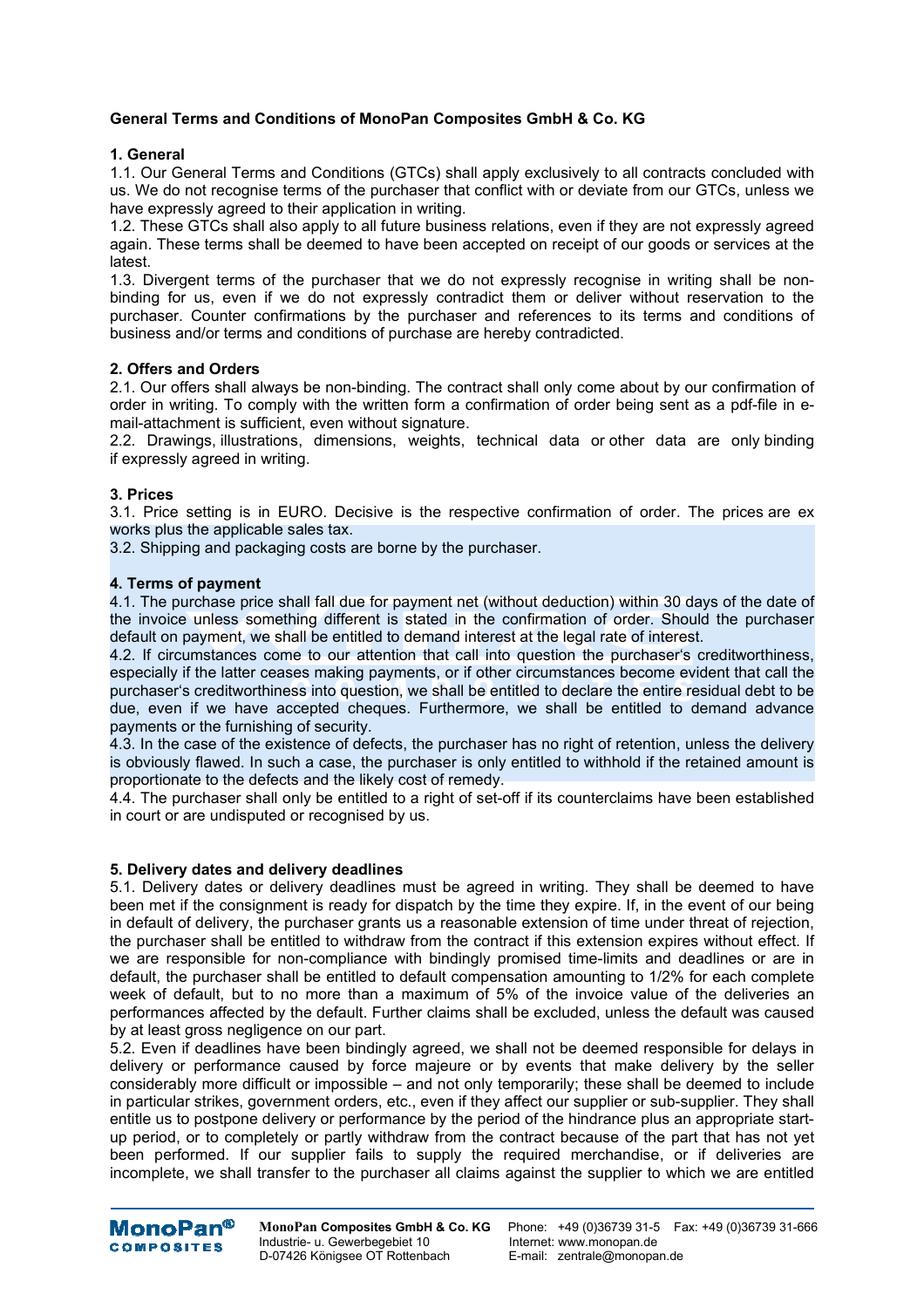**General Terms and Conditions of MonoPan Composites GmbH & Co. KG**

**1. General**

1.1. Our General Terms and Conditions (GTCs) shall apply exclusively to all contracts concluded with us. We do not recognise terms of the purchaser that conflict with or deviate from our GTCs, unless we have expressly agreed to their application in writing.

1.2. These GTCs shall also apply to all future business relations, even if they are not expressly agreed again. These terms shall be deemed to have been accepted on receipt of our goods or services at the latest.

1.3. Divergent terms of the purchaser that we do not expressly recognise in writing shall be non-binding for us, even if we do not expressly contradict them or deliver without reservation to the purchaser. Counter confirmations by the purchaser and references to its terms and conditions of business and/or terms and conditions of purchase are hereby contradicted.

**2. Offers and Orders**

2.1. Our offers shall always be non-binding. The contract shall only come about by our confirmation of order in writing. To comply with the written form a confirmation of order being sent as a pdf-file in e-mail-attachment is sufficient, even without signature.

2.2. Drawings, illustrations, dimensions, weights, technical data or other data are only binding if expressly agreed in writing.

**3. Prices**

3.1. Price setting is in EURO. Decisive is the respective confirmation of order. The prices are ex works plus the applicable sales tax.

3.2. Shipping and packaging costs are borne by the purchaser.

**4. Terms of payment**

4.1. The purchase price shall fall due for payment net (without deduction) within 30 days of the date of the invoice unless something different is stated in the confirmation of order. Should the purchaser default on payment, we shall be entitled to demand interest at the legal rate of interest.

4.2. If circumstances come to our attention that call into question the purchaser's creditworthiness, especially if the latter ceases making payments, or if other circumstances become evident that call the purchaser's creditworthiness into question, we shall be entitled to declare the entire residual debt to be due, even if we have accepted cheques. Furthermore, we shall be entitled to demand advance payments or the furnishing of security.

4.3. In the case of the existence of defects, the purchaser has no right of retention, unless the delivery is obviously flawed. In such a case, the purchaser is only entitled to withhold if the retained amount is proportionate to the defects and the likely cost of remedy.

4.4. The purchaser shall only be entitled to a right of set-off if its counterclaims have been established in court or are undisputed or recognised by us.

**5. Delivery dates and delivery deadlines**

5.1. Delivery dates or delivery deadlines must be agreed in writing. They shall be deemed to have been met if the consignment is ready for dispatch by the time they expire. If, in the event of our being in default of delivery, the purchaser grants us a reasonable extension of time under threat of rejection, the purchaser shall be entitled to withdraw from the contract if this extension expires without effect. If we are responsible for non-compliance with bindingly promised time-limits and deadlines or are in default, the purchaser shall be entitled to default compensation amounting to 1/2% for each complete week of default, but to no more than a maximum of 5% of the invoice value of the deliveries an performances affected by the default. Further claims shall be excluded, unless the default was caused by at least gross negligence on our part.

5.2. Even if deadlines have been bindingly agreed, we shall not be deemed responsible for delays in delivery or performance caused by force majeure or by events that make delivery by the seller considerably more difficult or impossible – and not only temporarily; these shall be deemed to include in particular strikes, government orders, etc., even if they affect our supplier or sub-supplier. They shall entitle us to postpone delivery or performance by the period of the hindrance plus an appropriate start-up period, or to completely or partly withdraw from the contract because of the part that has not yet been performed. If our supplier fails to supply the required merchandise, or if deliveries are incomplete, we shall transfer to the purchaser all claims against the supplier to which we are entitled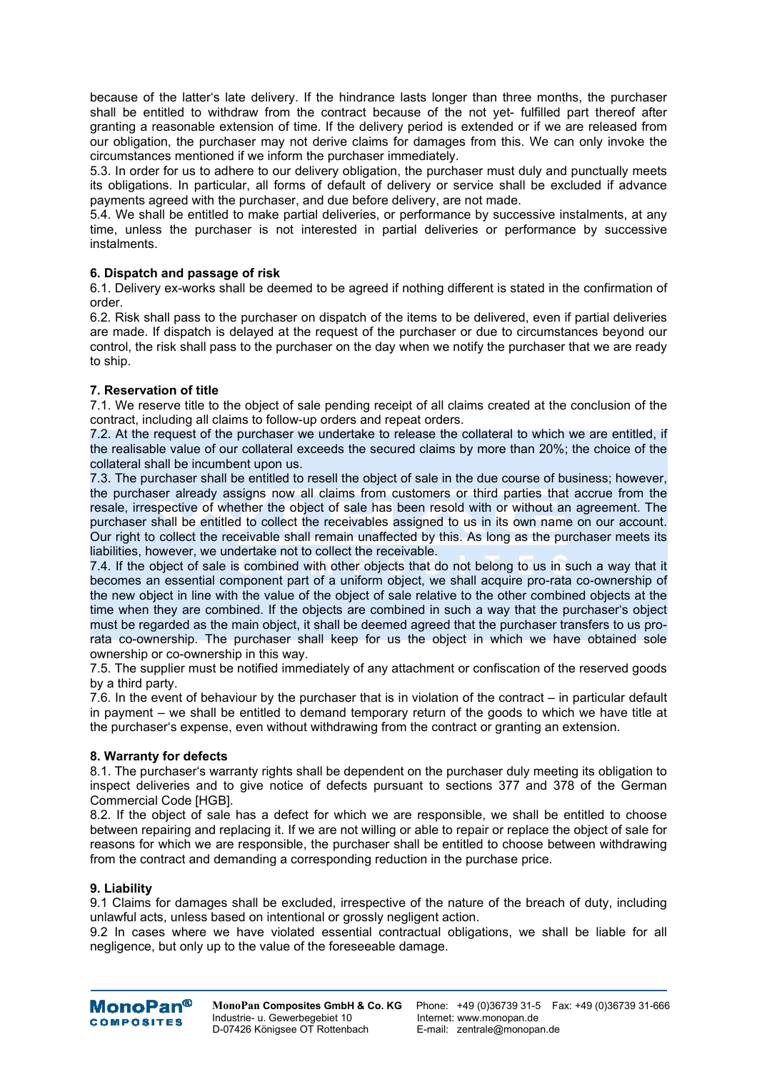because of the latter's late delivery. If the hindrance lasts longer than three months, the purchaser shall be entitled to withdraw from the contract because of the not yet- fulfilled part thereof after granting a reasonable extension of time. If the delivery period is extended or if we are released from our obligation, the purchaser may not derive claims for damages from this. We can only invoke the circumstances mentioned if we inform the purchaser immediately.

5.3. In order for us to adhere to our delivery obligation, the purchaser must duly and punctually meets its obligations. In particular, all forms of default of delivery or service shall be excluded if advance payments agreed with the purchaser, and due before delivery, are not made.

5.4. We shall be entitled to make partial deliveries, or performance by successive instalments, at any time, unless the purchaser is not interested in partial deliveries or performance by successive instalments.

**6. Dispatch and passage of risk**

6.1. Delivery ex-works shall be deemed to be agreed if nothing different is stated in the confirmation of order.

6.2. Risk shall pass to the purchaser on dispatch of the items to be delivered, even if partial deliveries are made. If dispatch is delayed at the request of the purchaser or due to circumstances beyond our control, the risk shall pass to the purchaser on the day when we notify the purchaser that we are ready to ship.

**7. Reservation of title**

7.1. We reserve title to the object of sale pending receipt of all claims created at the conclusion of the contract, including all claims to follow-up orders and repeat orders.

7.2. At the request of the purchaser we undertake to release the collateral to which we are entitled, if the realisable value of our collateral exceeds the secured claims by more than 20%; the choice of the collateral shall be incumbent upon us.

7.3. The purchaser shall be entitled to resell the object of sale in the due course of business; however, the purchaser already assigns now all claims from customers or third parties that accrue from the resale, irrespective of whether the object of sale has been resold with or without an agreement. The purchaser shall be entitled to collect the receivables assigned to us in its own name on our account. Our right to collect the receivable shall remain unaffected by this. As long as the purchaser meets its liabilities, however, we undertake not to collect the receivable.

7.4. If the object of sale is combined with other objects that do not belong to us in such a way that it becomes an essential component part of a uniform object, we shall acquire pro-rata co-ownership of the new object in line with the value of the object of sale relative to the other combined objects at the time when they are combined. If the objects are combined in such a way that the purchaser's object must be regarded as the main object, it shall be deemed agreed that the purchaser transfers to us pro-rata co-ownership. The purchaser shall keep for us the object in which we have obtained sole ownership or co-ownership in this way.

7.5. The supplier must be notified immediately of any attachment or confiscation of the reserved goods by a third party.

7.6. In the event of behaviour by the purchaser that is in violation of the contract – in particular default in payment – we shall be entitled to demand temporary return of the goods to which we have title at the purchaser's expense, even without withdrawing from the contract or granting an extension.

**8. Warranty for defects**

8.1. The purchaser's warranty rights shall be dependent on the purchaser duly meeting its obligation to inspect deliveries and to give notice of defects pursuant to sections 377 and 378 of the German Commercial Code [HGB].

8.2. If the object of sale has a defect for which we are responsible, we shall be entitled to choose between repairing and replacing it. If we are not willing or able to repair or replace the object of sale for reasons for which we are responsible, the purchaser shall be entitled to choose between withdrawing from the contract and demanding a corresponding reduction in the purchase price.

**9. Liability**

9.1 Claims for damages shall be excluded, irrespective of the nature of the breach of duty, including unlawful acts, unless based on intentional or grossly negligent action.

9.2 In cases where we have violated essential contractual obligations, we shall be liable for all negligence, but only up to the value of the foreseeable damage.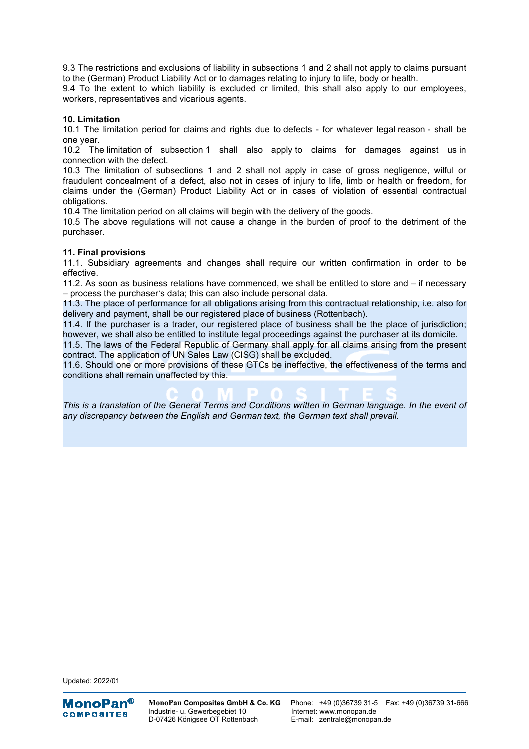9.3 The restrictions and exclusions of liability in subsections 1 and 2 shall not apply to claims pursuant to the (German) Product Liability Act or to damages relating to injury to life, body or health.
9.4 To the extent to which liability is excluded or limited, this shall also apply to our employees, workers, representatives and vicarious agents.

**10. Limitation**

10.1 The limitation period for claims and rights due to defects - for whatever legal reason - shall be one year.
10.2 The limitation of subsection 1 shall also apply to claims for damages against us in connection with the defect.
10.3 The limitation of subsections 1 and 2 shall not apply in case of gross negligence, wilful or fraudulent concealment of a defect, also not in cases of injury to life, limb or health or freedom, for claims under the (German) Product Liability Act or in cases of violation of essential contractual obligations.
10.4 The limitation period on all claims will begin with the delivery of the goods.
10.5 The above regulations will not cause a change in the burden of proof to the detriment of the purchaser.

**11. Final provisions**

11.1. Subsidiary agreements and changes shall require our written confirmation in order to be effective.
11.2. As soon as business relations have commenced, we shall be entitled to store and – if necessary – process the purchaser's data; this can also include personal data.
11.3. The place of performance for all obligations arising from this contractual relationship, i.e. also for delivery and payment, shall be our registered place of business (Rottenbach).
11.4. If the purchaser is a trader, our registered place of business shall be the place of jurisdiction; however, we shall also be entitled to institute legal proceedings against the purchaser at its domicile.
11.5. The laws of the Federal Republic of Germany shall apply for all claims arising from the present contract. The application of UN Sales Law (CISG) shall be excluded.
11.6. Should one or more provisions of these GTCs be ineffective, the effectiveness of the terms and conditions shall remain unaffected by this.

*This is a translation of the General Terms and Conditions written in German language. In the event of any discrepancy between the English and German text, the German text shall prevail.*

Updated: 2022/01